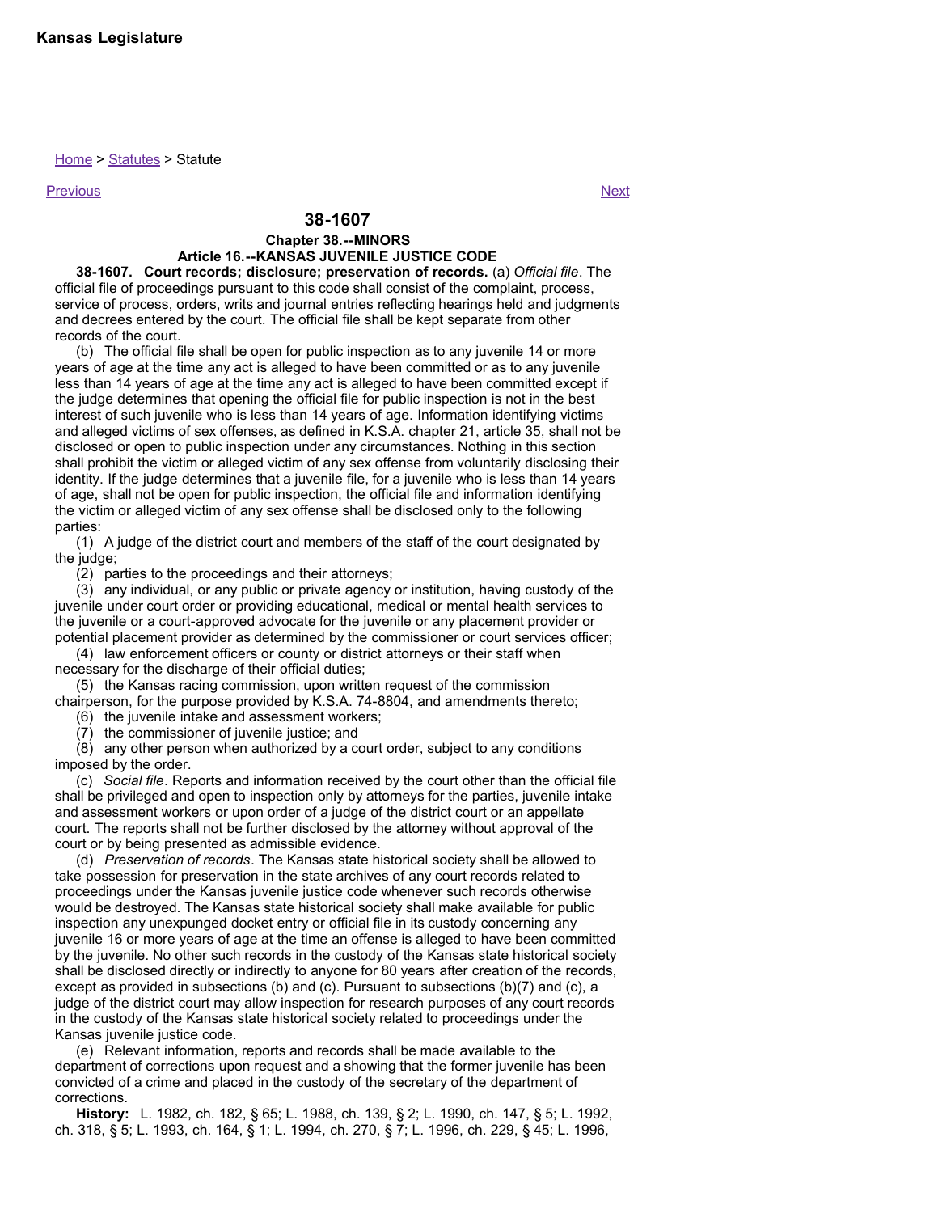**Kansas Legislature**

Home > Statutes > Statute

Previous Next

# 38-1607

### Chapter 38.--MINORS
### Article 16.--KANSAS JUVENILE JUSTICE CODE

**38-1607. Court records; disclosure; preservation of records.** (a) *Official file*. The official file of proceedings pursuant to this code shall consist of the complaint, process, service of process, orders, writs and journal entries reflecting hearings held and judgments and decrees entered by the court. The official file shall be kept separate from other records of the court.

(b) The official file shall be open for public inspection as to any juvenile 14 or more years of age at the time any act is alleged to have been committed or as to any juvenile less than 14 years of age at the time any act is alleged to have been committed except if the judge determines that opening the official file for public inspection is not in the best interest of such juvenile who is less than 14 years of age. Information identifying victims and alleged victims of sex offenses, as defined in K.S.A. chapter 21, article 35, shall not be disclosed or open to public inspection under any circumstances. Nothing in this section shall prohibit the victim or alleged victim of any sex offense from voluntarily disclosing their identity. If the judge determines that a juvenile file, for a juvenile who is less than 14 years of age, shall not be open for public inspection, the official file and information identifying the victim or alleged victim of any sex offense shall be disclosed only to the following parties:

(1) A judge of the district court and members of the staff of the court designated by the judge;

(2) parties to the proceedings and their attorneys;

(3) any individual, or any public or private agency or institution, having custody of the juvenile under court order or providing educational, medical or mental health services to the juvenile or a court-approved advocate for the juvenile or any placement provider or potential placement provider as determined by the commissioner or court services officer;

(4) law enforcement officers or county or district attorneys or their staff when necessary for the discharge of their official duties;

(5) the Kansas racing commission, upon written request of the commission chairperson, for the purpose provided by K.S.A. 74-8804, and amendments thereto;

(6) the juvenile intake and assessment workers;

(7) the commissioner of juvenile justice; and

(8) any other person when authorized by a court order, subject to any conditions imposed by the order.

(c) *Social file*. Reports and information received by the court other than the official file shall be privileged and open to inspection only by attorneys for the parties, juvenile intake and assessment workers or upon order of a judge of the district court or an appellate court. The reports shall not be further disclosed by the attorney without approval of the court or by being presented as admissible evidence.

(d) *Preservation of records*. The Kansas state historical society shall be allowed to take possession for preservation in the state archives of any court records related to proceedings under the Kansas juvenile justice code whenever such records otherwise would be destroyed. The Kansas state historical society shall make available for public inspection any unexpunged docket entry or official file in its custody concerning any juvenile 16 or more years of age at the time an offense is alleged to have been committed by the juvenile. No other such records in the custody of the Kansas state historical society shall be disclosed directly or indirectly to anyone for 80 years after creation of the records, except as provided in subsections (b) and (c). Pursuant to subsections (b)(7) and (c), a judge of the district court may allow inspection for research purposes of any court records in the custody of the Kansas state historical society related to proceedings under the Kansas juvenile justice code.

(e) Relevant information, reports and records shall be made available to the department of corrections upon request and a showing that the former juvenile has been convicted of a crime and placed in the custody of the secretary of the department of corrections.

**History:** L. 1982, ch. 182, § 65; L. 1988, ch. 139, § 2; L. 1990, ch. 147, § 5; L. 1992, ch. 318, § 5; L. 1993, ch. 164, § 1; L. 1994, ch. 270, § 7; L. 1996, ch. 229, § 45; L. 1996,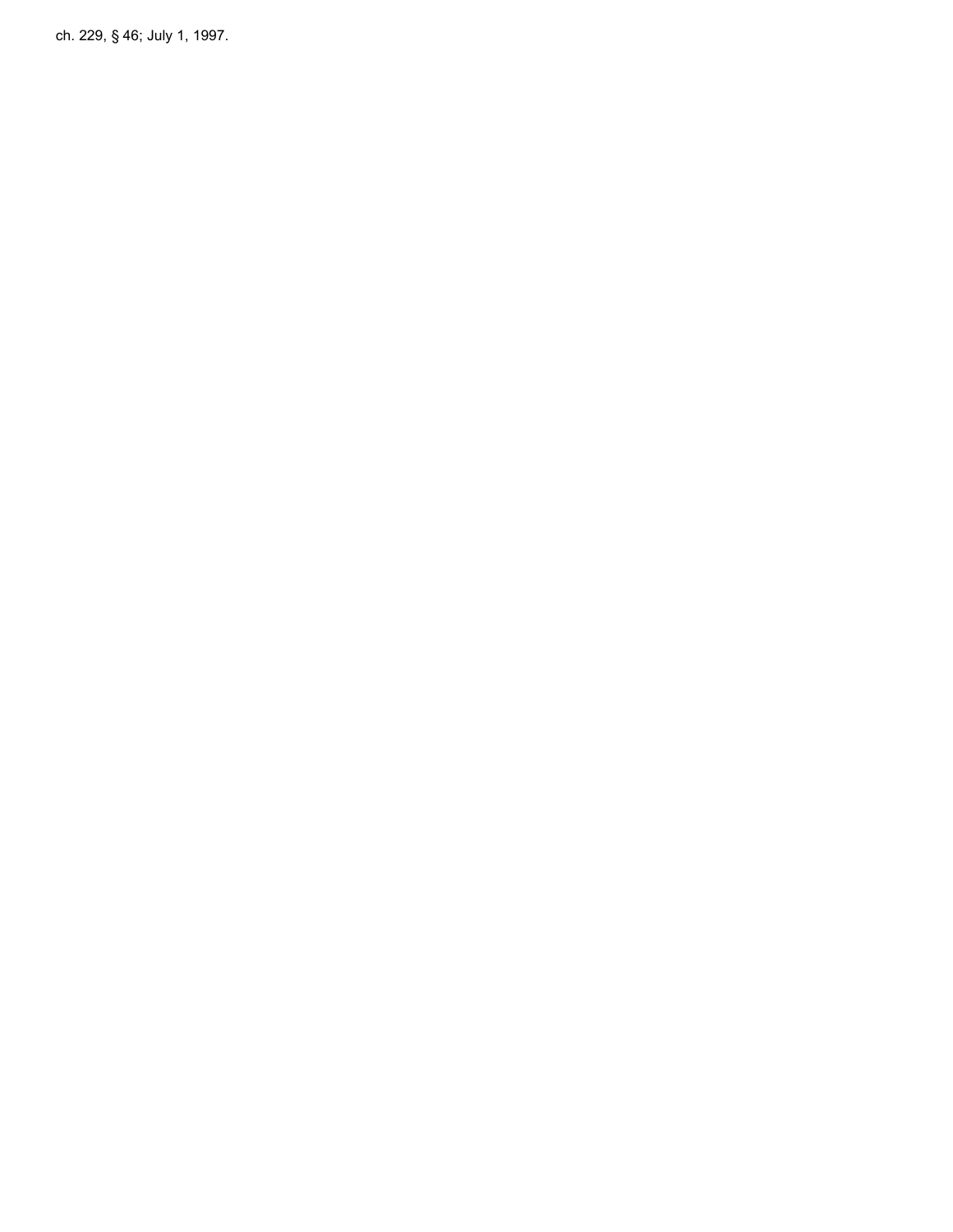ch. 229, § 46; July 1, 1997.